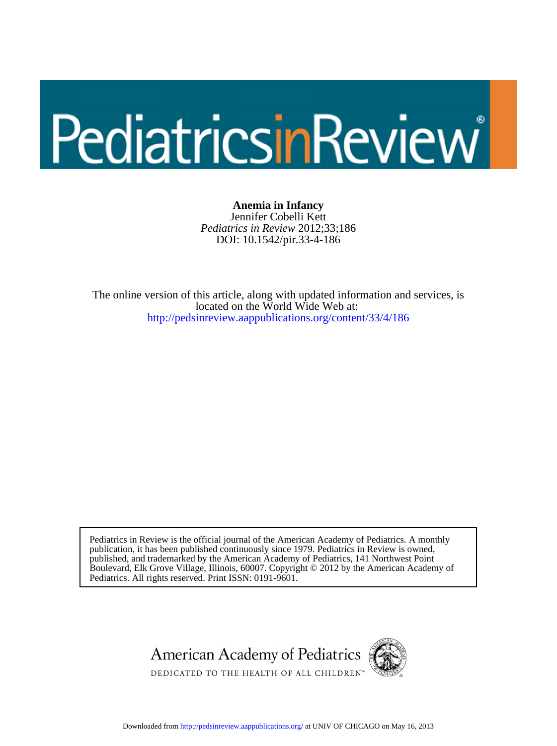# PediatricsinReview®

**Anemia in Infancy**
Jennifer Cobelli Kett
*Pediatrics in Review* 2012;33;186
DOI: 10.1542/pir.33-4-186

The online version of this article, along with updated information and services, is located on the World Wide Web at:
http://pedsinreview.aappublications.org/content/33/4/186

Pediatrics in Review is the official journal of the American Academy of Pediatrics. A monthly publication, it has been published continuously since 1979. Pediatrics in Review is owned, published, and trademarked by the American Academy of Pediatrics, 141 Northwest Point Boulevard, Elk Grove Village, Illinois, 60007. Copyright © 2012 by the American Academy of Pediatrics. All rights reserved. Print ISSN: 0191-9601.

American Academy of Pediatrics
DEDICATED TO THE HEALTH OF ALL CHILDREN™

Downloaded from http://pedsinreview.aappublications.org/ at UNIV OF CHICAGO on May 16, 2013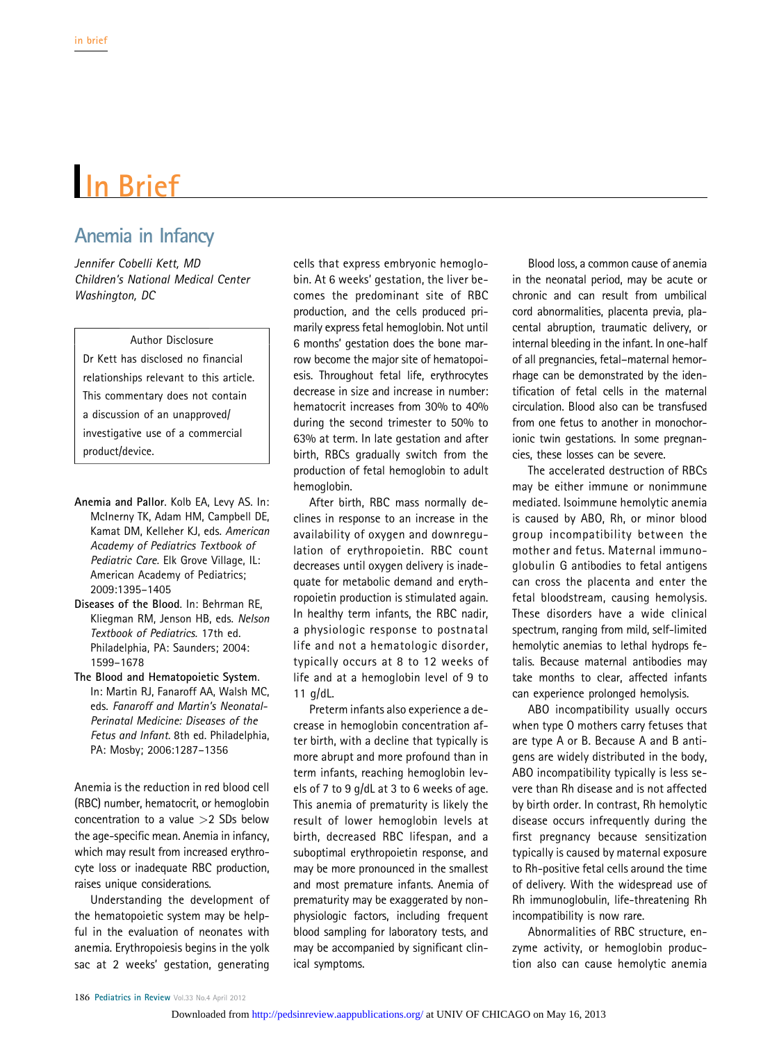# In Brief

## Anemia in Infancy

*Jennifer Cobelli Kett, MD*
*Children's National Medical Center*
*Washington, DC*

Author Disclosure
Dr Kett has disclosed no financial relationships relevant to this article. This commentary does not contain a discussion of an unapproved/investigative use of a commercial product/device.

**Anemia and Pallor**. Kolb EA, Levy AS. In: McInerny TK, Adam HM, Campbell DE, Kamat DM, Kelleher KJ, eds. *American Academy of Pediatrics Textbook of Pediatric Care.* Elk Grove Village, IL: American Academy of Pediatrics; 2009:1395–1405

**Diseases of the Blood**. In: Behrman RE, Kliegman RM, Jenson HB, eds. *Nelson Textbook of Pediatrics.* 17th ed. Philadelphia, PA: Saunders; 2004: 1599–1678

**The Blood and Hematopoietic System**. In: Martin RJ, Fanaroff AA, Walsh MC, eds. *Fanaroff and Martin's Neonatal-Perinatal Medicine: Diseases of the Fetus and Infant.* 8th ed. Philadelphia, PA: Mosby; 2006:1287–1356

Anemia is the reduction in red blood cell (RBC) number, hematocrit, or hemoglobin concentration to a value >2 SDs below the age-specific mean. Anemia in infancy, which may result from increased erythrocyte loss or inadequate RBC production, raises unique considerations.

Understanding the development of the hematopoietic system may be helpful in the evaluation of neonates with anemia. Erythropoiesis begins in the yolk sac at 2 weeks' gestation, generating cells that express embryonic hemoglobin. At 6 weeks' gestation, the liver becomes the predominant site of RBC production, and the cells produced primarily express fetal hemoglobin. Not until 6 months' gestation does the bone marrow become the major site of hematopoiesis. Throughout fetal life, erythrocytes decrease in size and increase in number: hematocrit increases from 30% to 40% during the second trimester to 50% to 63% at term. In late gestation and after birth, RBCs gradually switch from the production of fetal hemoglobin to adult hemoglobin.

After birth, RBC mass normally declines in response to an increase in the availability of oxygen and downregulation of erythropoietin. RBC count decreases until oxygen delivery is inadequate for metabolic demand and erythropoietin production is stimulated again. In healthy term infants, the RBC nadir, a physiologic response to postnatal life and not a hematologic disorder, typically occurs at 8 to 12 weeks of life and at a hemoglobin level of 9 to 11 g/dL.

Preterm infants also experience a decrease in hemoglobin concentration after birth, with a decline that typically is more abrupt and more profound than in term infants, reaching hemoglobin levels of 7 to 9 g/dL at 3 to 6 weeks of age. This anemia of prematurity is likely the result of lower hemoglobin levels at birth, decreased RBC lifespan, and a suboptimal erythropoietin response, and may be more pronounced in the smallest and most premature infants. Anemia of prematurity may be exaggerated by nonphysiologic factors, including frequent blood sampling for laboratory tests, and may be accompanied by significant clinical symptoms.

Blood loss, a common cause of anemia in the neonatal period, may be acute or chronic and can result from umbilical cord abnormalities, placenta previa, placental abruption, traumatic delivery, or internal bleeding in the infant. In one-half of all pregnancies, fetal–maternal hemorrhage can be demonstrated by the identification of fetal cells in the maternal circulation. Blood also can be transfused from one fetus to another in monochorionic twin gestations. In some pregnancies, these losses can be severe.

The accelerated destruction of RBCs may be either immune or nonimmune mediated. Isoimmune hemolytic anemia is caused by ABO, Rh, or minor blood group incompatibility between the mother and fetus. Maternal immunoglobulin G antibodies to fetal antigens can cross the placenta and enter the fetal bloodstream, causing hemolysis. These disorders have a wide clinical spectrum, ranging from mild, self-limited hemolytic anemias to lethal hydrops fetalis. Because maternal antibodies may take months to clear, affected infants can experience prolonged hemolysis.

ABO incompatibility usually occurs when type O mothers carry fetuses that are type A or B. Because A and B antigens are widely distributed in the body, ABO incompatibility typically is less severe than Rh disease and is not affected by birth order. In contrast, Rh hemolytic disease occurs infrequently during the first pregnancy because sensitization typically is caused by maternal exposure to Rh-positive fetal cells around the time of delivery. With the widespread use of Rh immunoglobulin, life-threatening Rh incompatibility is now rare.

Abnormalities of RBC structure, enzyme activity, or hemoglobin production also can cause hemolytic anemia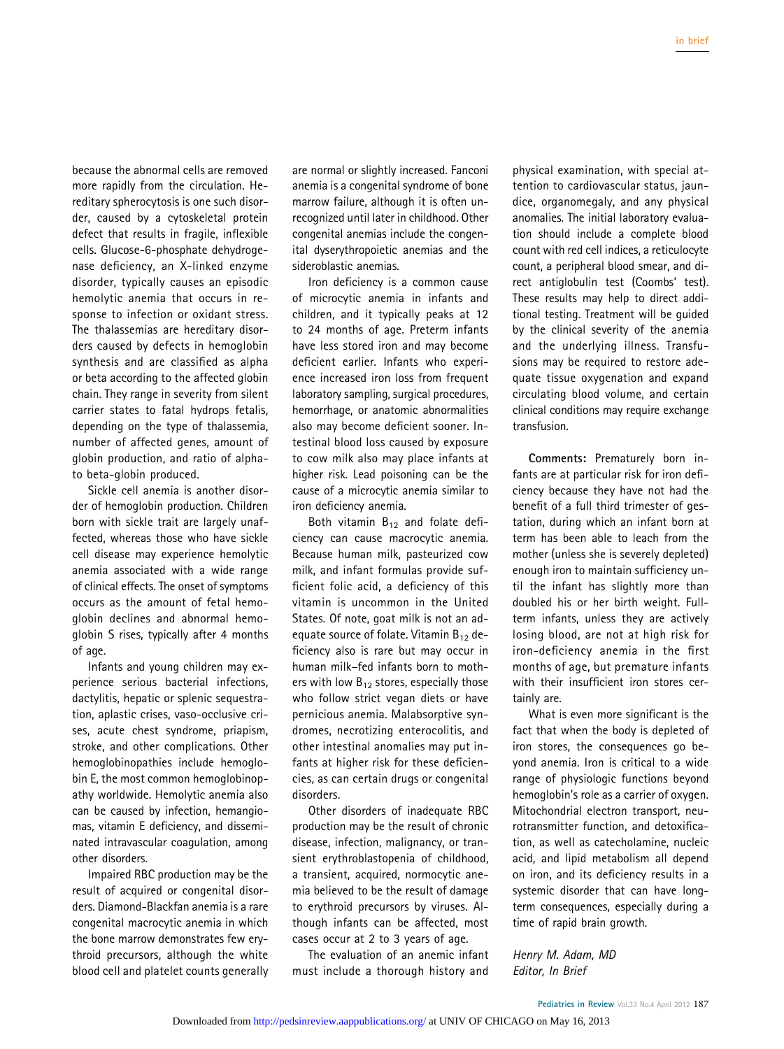because the abnormal cells are removed more rapidly from the circulation. Hereditary spherocytosis is one such disorder, caused by a cytoskeletal protein defect that results in fragile, inflexible cells. Glucose-6-phosphate dehydrogenase deficiency, an X-linked enzyme disorder, typically causes an episodic hemolytic anemia that occurs in response to infection or oxidant stress. The thalassemias are hereditary disorders caused by defects in hemoglobin synthesis and are classified as alpha or beta according to the affected globin chain. They range in severity from silent carrier states to fatal hydrops fetalis, depending on the type of thalassemia, number of affected genes, amount of globin production, and ratio of alpha- to beta-globin produced.

Sickle cell anemia is another disorder of hemoglobin production. Children born with sickle trait are largely unaffected, whereas those who have sickle cell disease may experience hemolytic anemia associated with a wide range of clinical effects. The onset of symptoms occurs as the amount of fetal hemoglobin declines and abnormal hemoglobin S rises, typically after 4 months of age.

Infants and young children may experience serious bacterial infections, dactylitis, hepatic or splenic sequestration, aplastic crises, vaso-occlusive crises, acute chest syndrome, priapism, stroke, and other complications. Other hemoglobinopathies include hemoglobin E, the most common hemoglobinopathy worldwide. Hemolytic anemia also can be caused by infection, hemangiomas, vitamin E deficiency, and disseminated intravascular coagulation, among other disorders.

Impaired RBC production may be the result of acquired or congenital disorders. Diamond-Blackfan anemia is a rare congenital macrocytic anemia in which the bone marrow demonstrates few erythroid precursors, although the white blood cell and platelet counts generally are normal or slightly increased. Fanconi anemia is a congenital syndrome of bone marrow failure, although it is often unrecognized until later in childhood. Other congenital anemias include the congenital dyserythropoietic anemias and the sideroblastic anemias.

Iron deficiency is a common cause of microcytic anemia in infants and children, and it typically peaks at 12 to 24 months of age. Preterm infants have less stored iron and may become deficient earlier. Infants who experience increased iron loss from frequent laboratory sampling, surgical procedures, hemorrhage, or anatomic abnormalities also may become deficient sooner. Intestinal blood loss caused by exposure to cow milk also may place infants at higher risk. Lead poisoning can be the cause of a microcytic anemia similar to iron deficiency anemia.

Both vitamin $B_{12}$ and folate deficiency can cause macrocytic anemia. Because human milk, pasteurized cow milk, and infant formulas provide sufficient folic acid, a deficiency of this vitamin is uncommon in the United States. Of note, goat milk is not an adequate source of folate. Vitamin $B_{12}$ deficiency also is rare but may occur in human milk–fed infants born to mothers with low $B_{12}$ stores, especially those who follow strict vegan diets or have pernicious anemia. Malabsorptive syndromes, necrotizing enterocolitis, and other intestinal anomalies may put infants at higher risk for these deficiencies, as can certain drugs or congenital disorders.

Other disorders of inadequate RBC production may be the result of chronic disease, infection, malignancy, or transient erythroblastopenia of childhood, a transient, acquired, normocytic anemia believed to be the result of damage to erythroid precursors by viruses. Although infants can be affected, most cases occur at 2 to 3 years of age.

The evaluation of an anemic infant must include a thorough history and physical examination, with special attention to cardiovascular status, jaundice, organomegaly, and any physical anomalies. The initial laboratory evaluation should include a complete blood count with red cell indices, a reticulocyte count, a peripheral blood smear, and direct antiglobulin test (Coombs' test). These results may help to direct additional testing. Treatment will be guided by the clinical severity of the anemia and the underlying illness. Transfusions may be required to restore adequate tissue oxygenation and expand circulating blood volume, and certain clinical conditions may require exchange transfusion.

**Comments:** Prematurely born infants are at particular risk for iron deficiency because they have not had the benefit of a full third trimester of gestation, during which an infant born at term has been able to leach from the mother (unless she is severely depleted) enough iron to maintain sufficiency until the infant has slightly more than doubled his or her birth weight. Full-term infants, unless they are actively losing blood, are not at high risk for iron-deficiency anemia in the first months of age, but premature infants with their insufficient iron stores certainly are.

What is even more significant is the fact that when the body is depleted of iron stores, the consequences go beyond anemia. Iron is critical to a wide range of physiologic functions beyond hemoglobin's role as a carrier of oxygen. Mitochondrial electron transport, neurotransmitter function, and detoxification, as well as catecholamine, nucleic acid, and lipid metabolism all depend on iron, and its deficiency results in a systemic disorder that can have long-term consequences, especially during a time of rapid brain growth.

*Henry M. Adam, MD*
*Editor, In Brief*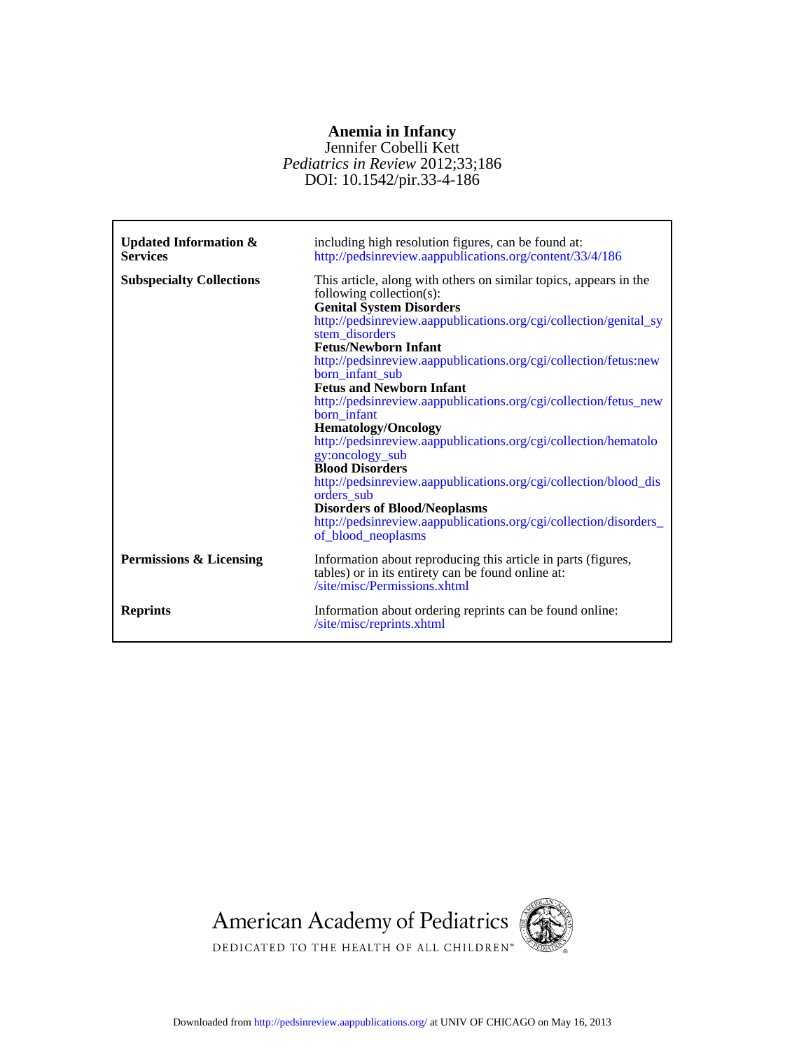**Anemia in Infancy**
Jennifer Cobelli Kett
*Pediatrics in Review* 2012;33;186
DOI: 10.1542/pir.33-4-186

| | |
|---|---|
| **Updated Information & Services** | including high resolution figures, can be found at: http://pedsinreview.aappublications.org/content/33/4/186 |
| **Subspecialty Collections** | This article, along with others on similar topics, appears in the following collection(s): **Genital System Disorders** http://pedsinreview.aappublications.org/cgi/collection/genital_system_disorders **Fetus/Newborn Infant** http://pedsinreview.aappublications.org/cgi/collection/fetus:newborn_infant_sub **Fetus and Newborn Infant** http://pedsinreview.aappublications.org/cgi/collection/fetus_newborn_infant **Hematology/Oncology** http://pedsinreview.aappublications.org/cgi/collection/hematology:oncology_sub **Blood Disorders** http://pedsinreview.aappublications.org/cgi/collection/blood_disorders_sub **Disorders of Blood/Neoplasms** http://pedsinreview.aappublications.org/cgi/collection/disorders_of_blood_neoplasms |
| **Permissions & Licensing** | Information about reproducing this article in parts (figures, tables) or in its entirety can be found online at: /site/misc/Permissions.xhtml |
| **Reprints** | Information about ordering reprints can be found online: /site/misc/reprints.xhtml |

American Academy of Pediatrics
DEDICATED TO THE HEALTH OF ALL CHILDREN™

Downloaded from http://pedsinreview.aappublications.org/ at UNIV OF CHICAGO on May 16, 2013